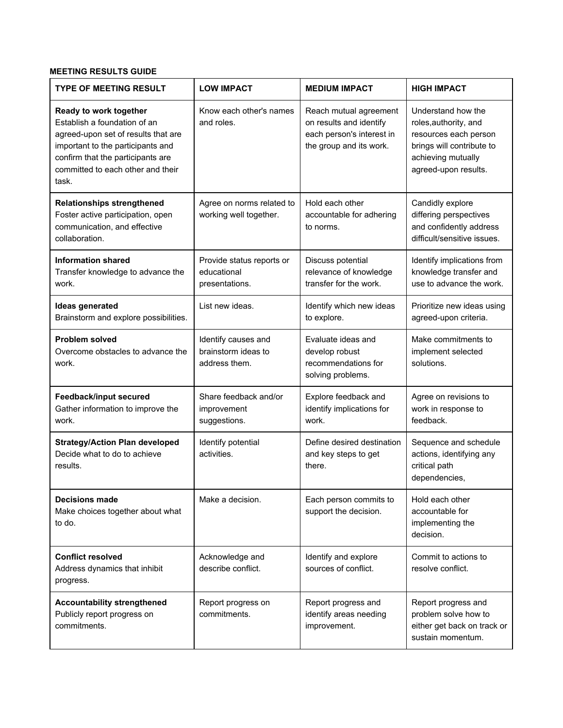**MEETING RESULTS GUIDE**

| TYPE OF MEETING RESULT | LOW IMPACT | MEDIUM IMPACT | HIGH IMPACT |
|---|---|---|---|
| **Ready to work together** Establish a foundation of an agreed-upon set of results that are important to the participants and confirm that the participants are committed to each other and their task. | Know each other's names and roles. | Reach mutual agreement on results and identify each person's interest in the group and its work. | Understand how the roles,authority, and resources each person brings will contribute to achieving mutually agreed-upon results. |
| **Relationships strengthened** Foster active participation, open communication, and effective collaboration. | Agree on norms related to working well together. | Hold each other accountable for adhering to norms. | Candidly explore differing perspectives and confidently address difficult/sensitive issues. |
| **Information shared** Transfer knowledge to advance the work. | Provide status reports or educational presentations. | Discuss potential relevance of knowledge transfer for the work. | Identify implications from knowledge transfer and use to advance the work. |
| **Ideas generated** Brainstorm and explore possibilities. | List new ideas. | Identify which new ideas to explore. | Prioritize new ideas using agreed-upon criteria. |
| **Problem solved** Overcome obstacles to advance the work. | Identify causes and brainstorm ideas to address them. | Evaluate ideas and develop robust recommendations for solving problems. | Make commitments to implement selected solutions. |
| **Feedback/input secured** Gather information to improve the work. | Share feedback and/or improvement suggestions. | Explore feedback and identify implications for work. | Agree on revisions to work in response to feedback. |
| **Strategy/Action Plan developed** Decide what to do to achieve results. | Identify potential activities. | Define desired destination and key steps to get there. | Sequence and schedule actions, identifying any critical path dependencies, |
| **Decisions made** Make choices together about what to do. | Make a decision. | Each person commits to support the decision. | Hold each other accountable for implementing the decision. |
| **Conflict resolved** Address dynamics that inhibit progress. | Acknowledge and describe conflict. | Identify and explore sources of conflict. | Commit to actions to resolve conflict. |
| **Accountability strengthened** Publicly report progress on commitments. | Report progress on commitments. | Report progress and identify areas needing improvement. | Report progress and problem solve how to either get back on track or sustain momentum. |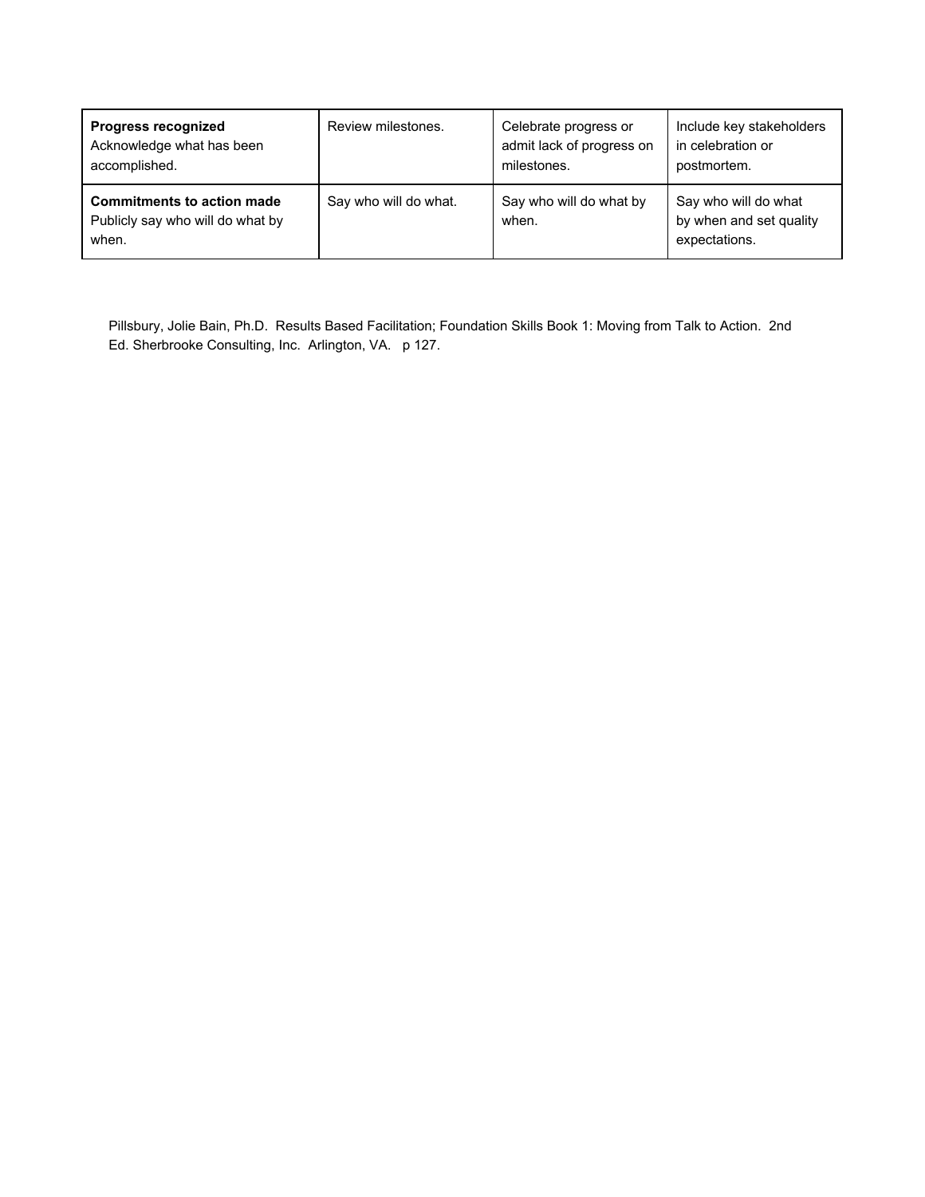| | | | |
|---|---|---|---|
| **Progress recognized** Acknowledge what has been accomplished. | Review milestones. | Celebrate progress or admit lack of progress on milestones. | Include key stakeholders in celebration or postmortem. |
| **Commitments to action made** Publicly say who will do what by when. | Say who will do what. | Say who will do what by when. | Say who will do what by when and set quality expectations. |

Pillsbury, Jolie Bain, Ph.D. Results Based Facilitation; Foundation Skills Book 1: Moving from Talk to Action. 2nd Ed. Sherbrooke Consulting, Inc. Arlington, VA. p 127.